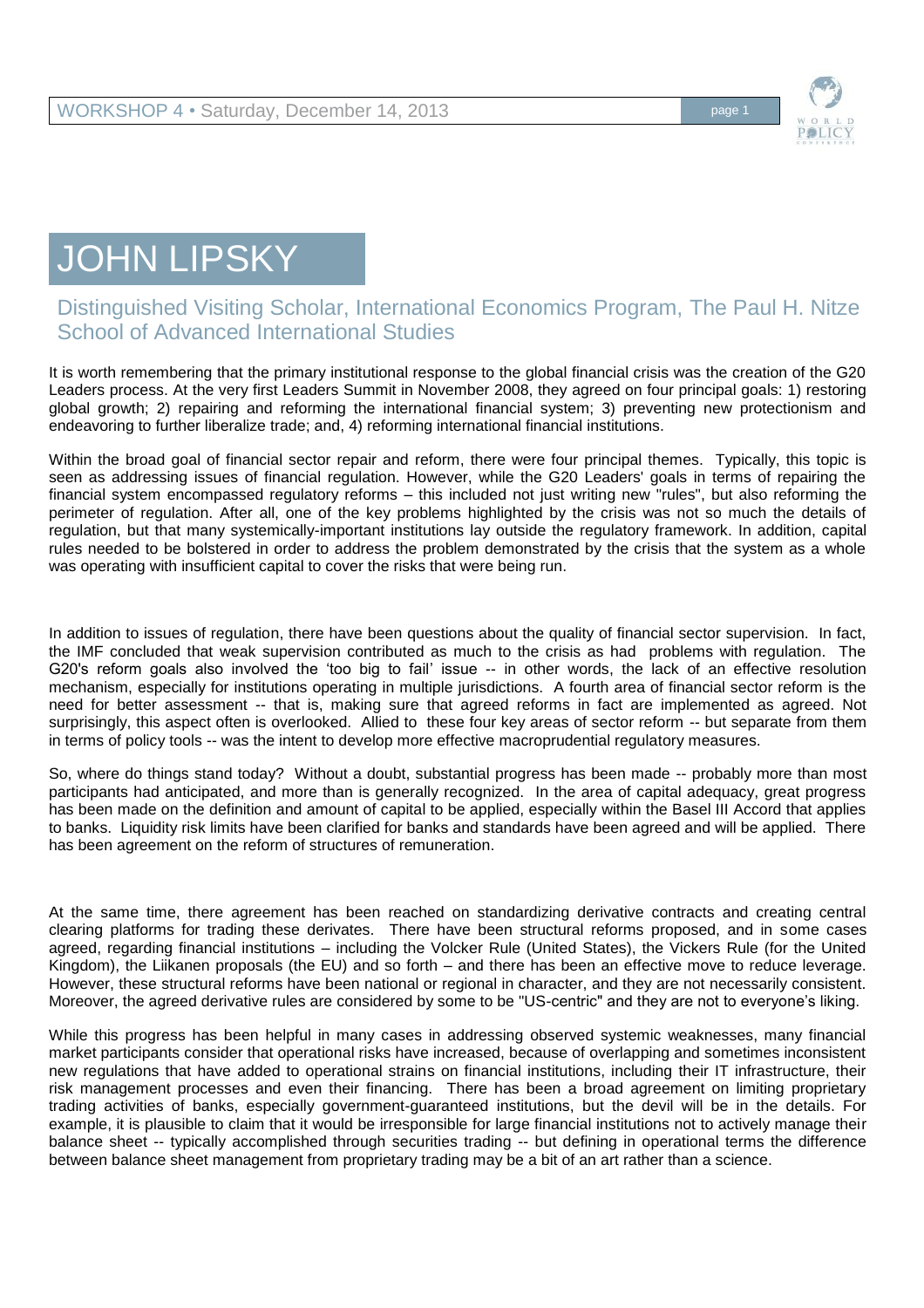# JOHN LIPSKY

## Distinguished Visiting Scholar, International Economics Program, The Paul H. Nitze School of Advanced International Studies

It is worth remembering that the primary institutional response to the global financial crisis was the creation of the G20 Leaders process. At the very first Leaders Summit in November 2008, they agreed on four principal goals: 1) restoring global growth; 2) repairing and reforming the international financial system; 3) preventing new protectionism and endeavoring to further liberalize trade; and, 4) reforming international financial institutions.

Within the broad goal of financial sector repair and reform, there were four principal themes. Typically, this topic is seen as addressing issues of financial regulation. However, while the G20 Leaders' goals in terms of repairing the financial system encompassed regulatory reforms – this included not just writing new "rules", but also reforming the perimeter of regulation. After all, one of the key problems highlighted by the crisis was not so much the details of regulation, but that many systemically-important institutions lay outside the regulatory framework. In addition, capital rules needed to be bolstered in order to address the problem demonstrated by the crisis that the system as a whole was operating with insufficient capital to cover the risks that were being run.

In addition to issues of regulation, there have been questions about the quality of financial sector supervision. In fact, the IMF concluded that weak supervision contributed as much to the crisis as had problems with regulation. The G20's reform goals also involved the 'too big to fail' issue -- in other words, the lack of an effective resolution mechanism, especially for institutions operating in multiple jurisdictions. A fourth area of financial sector reform is the need for better assessment -- that is, making sure that agreed reforms in fact are implemented as agreed. Not surprisingly, this aspect often is overlooked. Allied to these four key areas of sector reform -- but separate from them in terms of policy tools -- was the intent to develop more effective macroprudential regulatory measures.

So, where do things stand today? Without a doubt, substantial progress has been made -- probably more than most participants had anticipated, and more than is generally recognized. In the area of capital adequacy, great progress has been made on the definition and amount of capital to be applied, especially within the Basel III Accord that applies to banks. Liquidity risk limits have been clarified for banks and standards have been agreed and will be applied. There has been agreement on the reform of structures of remuneration.

At the same time, there agreement has been reached on standardizing derivative contracts and creating central clearing platforms for trading these derivates. There have been structural reforms proposed, and in some cases agreed, regarding financial institutions – including the Volcker Rule (United States), the Vickers Rule (for the United Kingdom), the Liikanen proposals (the EU) and so forth – and there has been an effective move to reduce leverage. However, these structural reforms have been national or regional in character, and they are not necessarily consistent. Moreover, the agreed derivative rules are considered by some to be "US-centric" and they are not to everyone's liking.

While this progress has been helpful in many cases in addressing observed systemic weaknesses, many financial market participants consider that operational risks have increased, because of overlapping and sometimes inconsistent new regulations that have added to operational strains on financial institutions, including their IT infrastructure, their risk management processes and even their financing. There has been a broad agreement on limiting proprietary trading activities of banks, especially government-guaranteed institutions, but the devil will be in the details. For example, it is plausible to claim that it would be irresponsible for large financial institutions not to actively manage their balance sheet -- typically accomplished through securities trading -- but defining in operational terms the difference between balance sheet management from proprietary trading may be a bit of an art rather than a science.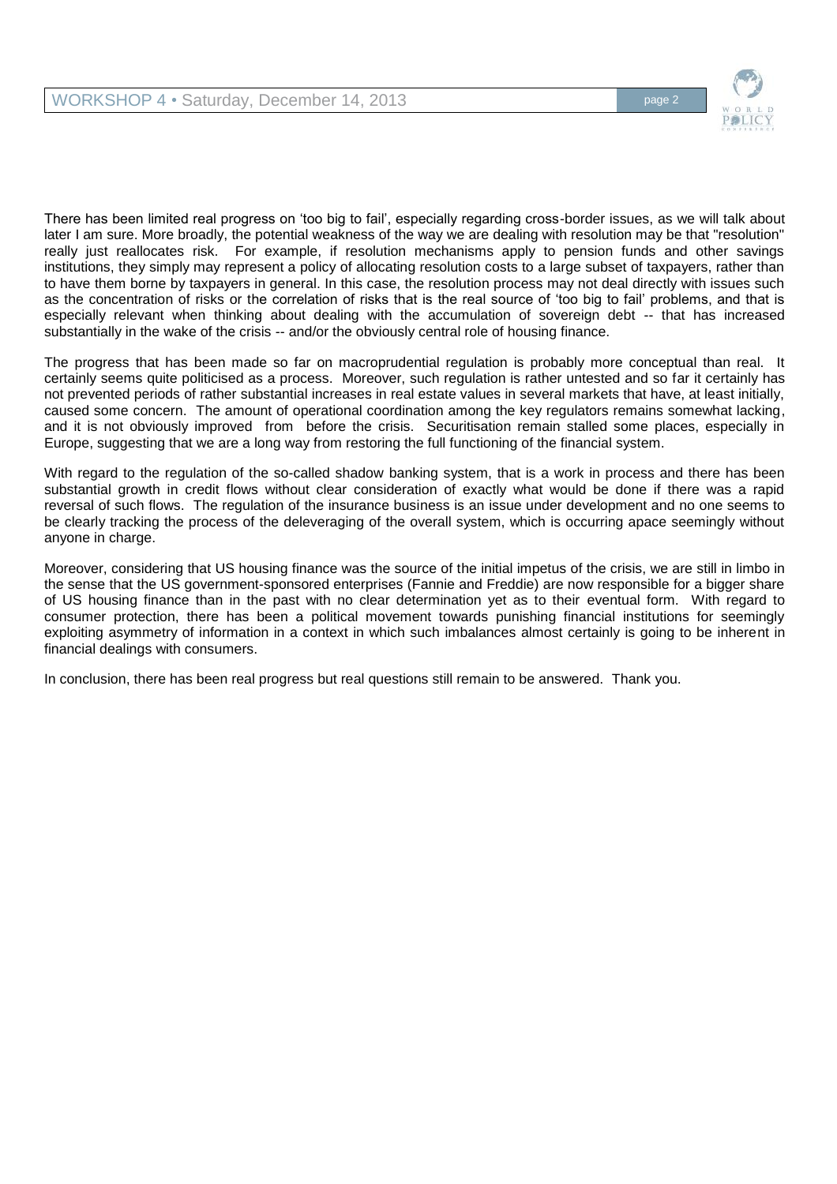There has been limited real progress on 'too big to fail', especially regarding cross-border issues, as we will talk about later I am sure. More broadly, the potential weakness of the way we are dealing with resolution may be that "resolution" really just reallocates risk. For example, if resolution mechanisms apply to pension funds and other savings institutions, they simply may represent a policy of allocating resolution costs to a large subset of taxpayers, rather than to have them borne by taxpayers in general. In this case, the resolution process may not deal directly with issues such as the concentration of risks or the correlation of risks that is the real source of 'too big to fail' problems, and that is especially relevant when thinking about dealing with the accumulation of sovereign debt -- that has increased substantially in the wake of the crisis -- and/or the obviously central role of housing finance.

The progress that has been made so far on macroprudential regulation is probably more conceptual than real. It certainly seems quite politicised as a process. Moreover, such regulation is rather untested and so far it certainly has not prevented periods of rather substantial increases in real estate values in several markets that have, at least initially, caused some concern. The amount of operational coordination among the key regulators remains somewhat lacking, and it is not obviously improved from before the crisis. Securitisation remain stalled some places, especially in Europe, suggesting that we are a long way from restoring the full functioning of the financial system.

With regard to the regulation of the so-called shadow banking system, that is a work in process and there has been substantial growth in credit flows without clear consideration of exactly what would be done if there was a rapid reversal of such flows. The regulation of the insurance business is an issue under development and no one seems to be clearly tracking the process of the deleveraging of the overall system, which is occurring apace seemingly without anyone in charge.

Moreover, considering that US housing finance was the source of the initial impetus of the crisis, we are still in limbo in the sense that the US government-sponsored enterprises (Fannie and Freddie) are now responsible for a bigger share of US housing finance than in the past with no clear determination yet as to their eventual form. With regard to consumer protection, there has been a political movement towards punishing financial institutions for seemingly exploiting asymmetry of information in a context in which such imbalances almost certainly is going to be inherent in financial dealings with consumers.

In conclusion, there has been real progress but real questions still remain to be answered. Thank you.